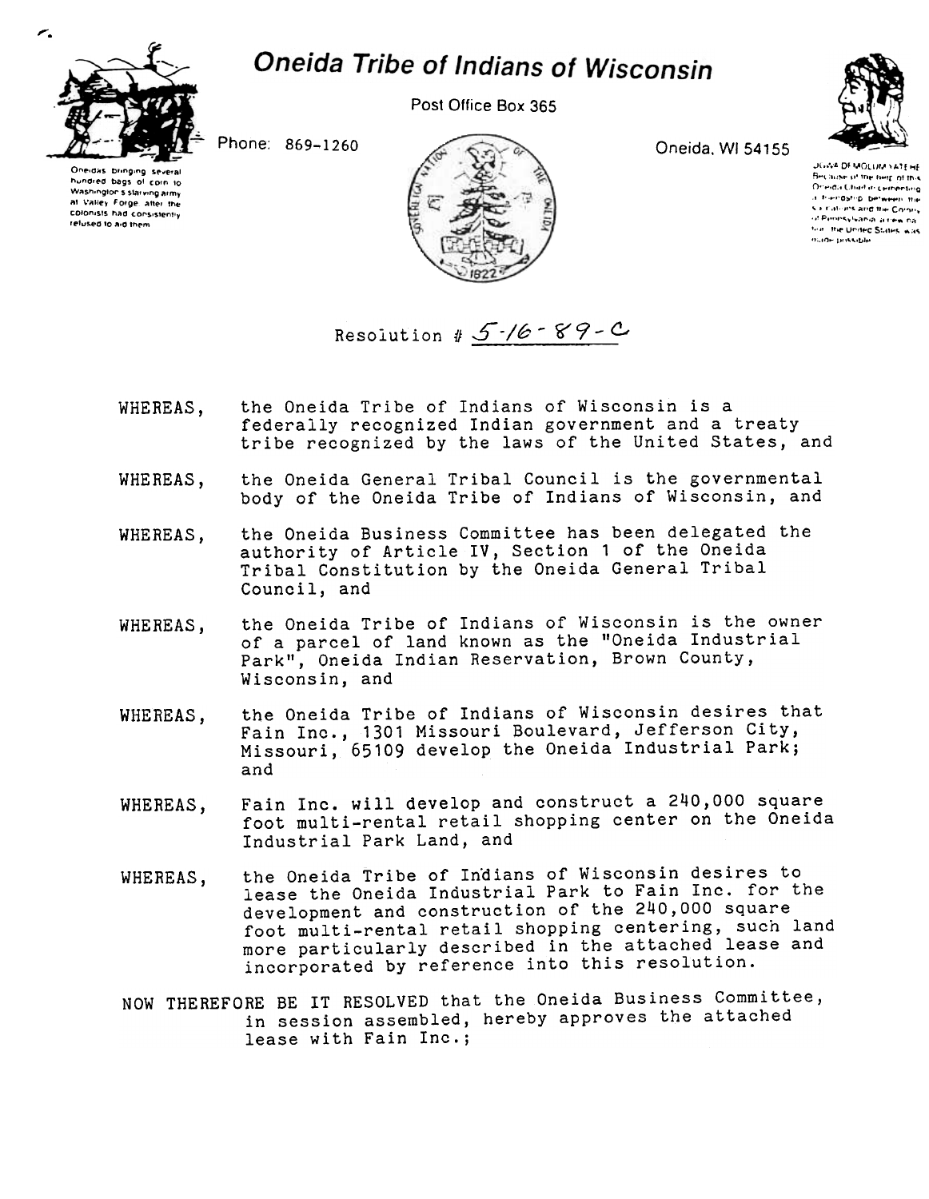# Oneida Tribe of Indians of Wisconsin

Post Office Box 365

Phone: 869-1260

Oneida, WI 54155

Oneidas bringing several hundred bags of corn to Washington's starving army at Valley Forge after the colonists had consistently refused to aid them

UGWA DEMOLUM YATEHE Because of the help of this Oneida Chief in cementing a friendship between the six nations and the Colony of Pennsylvania, a new nation, the United States, was made possible

Resolution # 5-16-89-C

WHEREAS, the Oneida Tribe of Indians of Wisconsin is a federally recognized Indian government and a treaty tribe recognized by the laws of the United States, and

WHEREAS, the Oneida General Tribal Council is the governmental body of the Oneida Tribe of Indians of Wisconsin, and

WHEREAS, the Oneida Business Committee has been delegated the authority of Article IV, Section 1 of the Oneida Tribal Constitution by the Oneida General Tribal Council, and

WHEREAS, the Oneida Tribe of Indians of Wisconsin is the owner of a parcel of land known as the "Oneida Industrial Park", Oneida Indian Reservation, Brown County, Wisconsin, and

WHEREAS, the Oneida Tribe of Indians of Wisconsin desires that Fain Inc., 1301 Missouri Boulevard, Jefferson City, Missouri, 65109 develop the Oneida Industrial Park; and

WHEREAS, Fain Inc. will develop and construct a 240,000 square foot multi-rental retail shopping center on the Oneida Industrial Park Land, and

WHEREAS, the Oneida Tribe of Indians of Wisconsin desires to lease the Oneida Industrial Park to Fain Inc. for the development and construction of the 240,000 square foot multi-rental retail shopping centering, such land more particularly described in the attached lease and incorporated by reference into this resolution.

NOW THEREFORE BE IT RESOLVED that the Oneida Business Committee, in session assembled, hereby approves the attached lease with Fain Inc.;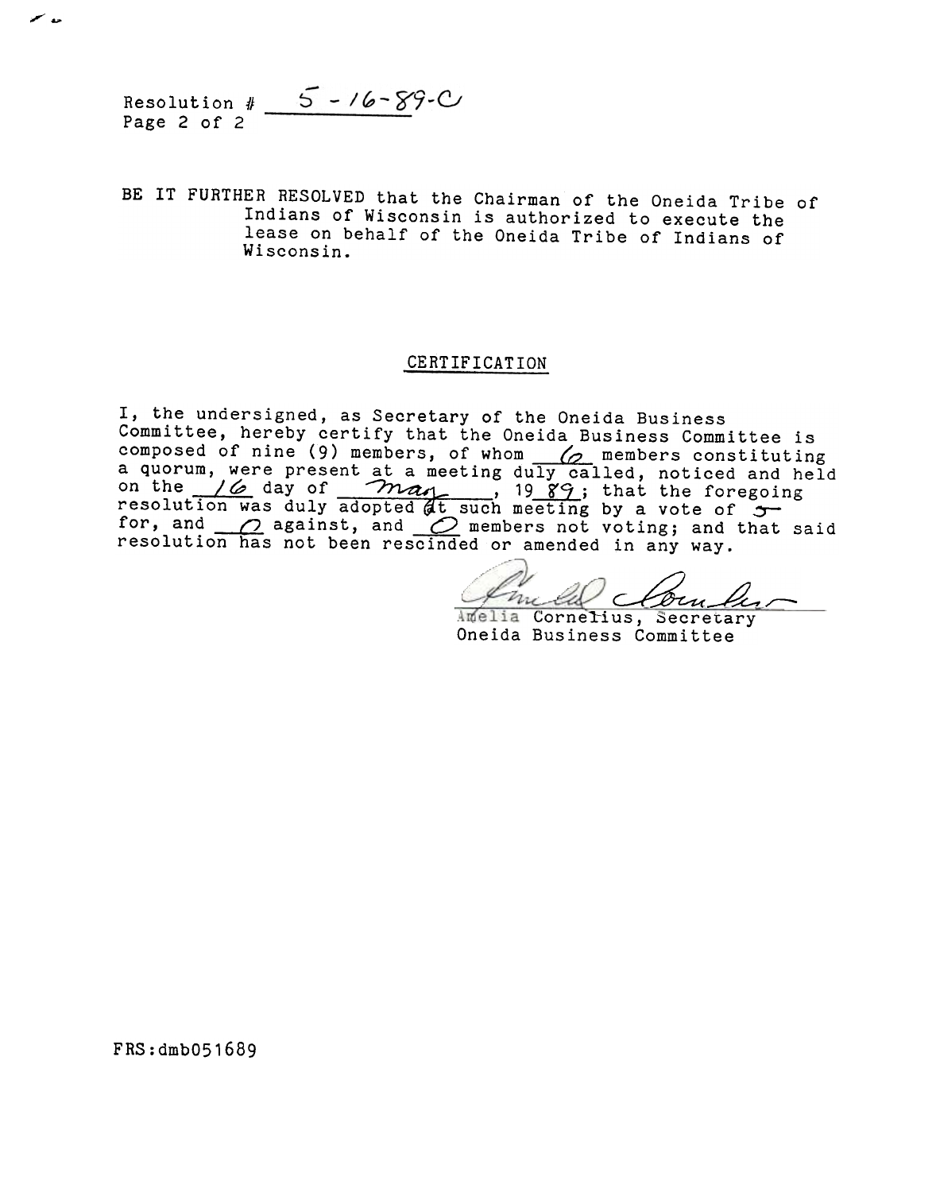Resolution # 5 - 16 - 89 - C

BE IT FURTHER RESOLVED that the Chairman of the Oneida Tribe of Indians of Wisconsin is authorized to execute the lease on behalf of the Oneida Tribe of Indians of Wisconsin.

## CERTIFICATION

I, the undersigned, as Secretary of the Oneida Business Committee, hereby certify that the Oneida Business Committee is composed of nine (9) members, of whom 6 members constituting a quorum, were present at a meeting duly called, noticed and held on the 16 day of May, 19 89; that the foregoing resolution was duly adopted at such meeting by a vote of 5 for, and 0 against, and 0 members not voting; and that said resolution has not been rescinded or amended in any way.

Amelia Cornelius, Secretary
Oneida Business Committee

FRS:dmb051689